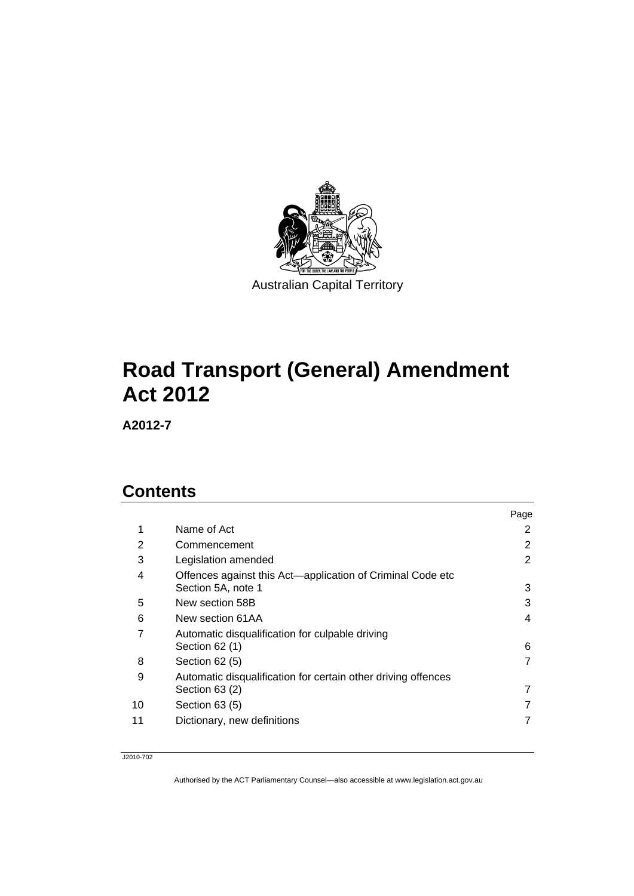Australian Capital Territory

# Road Transport (General) Amendment Act 2012

**A2012-7**

## Contents

| | | Page |
|---|---|---|
| 1 | Name of Act | 2 |
| 2 | Commencement | 2 |
| 3 | Legislation amended | 2 |
| 4 | Offences against this Act—application of Criminal Code etc Section 5A, note 1 | 3 |
| 5 | New section 58B | 3 |
| 6 | New section 61AA | 4 |
| 7 | Automatic disqualification for culpable driving Section 62 (1) | 6 |
| 8 | Section 62 (5) | 7 |
| 9 | Automatic disqualification for certain other driving offences Section 63 (2) | 7 |
| 10 | Section 63 (5) | 7 |
| 11 | Dictionary, new definitions | 7 |

J2010-702

Authorised by the ACT Parliamentary Counsel—also accessible at www.legislation.act.gov.au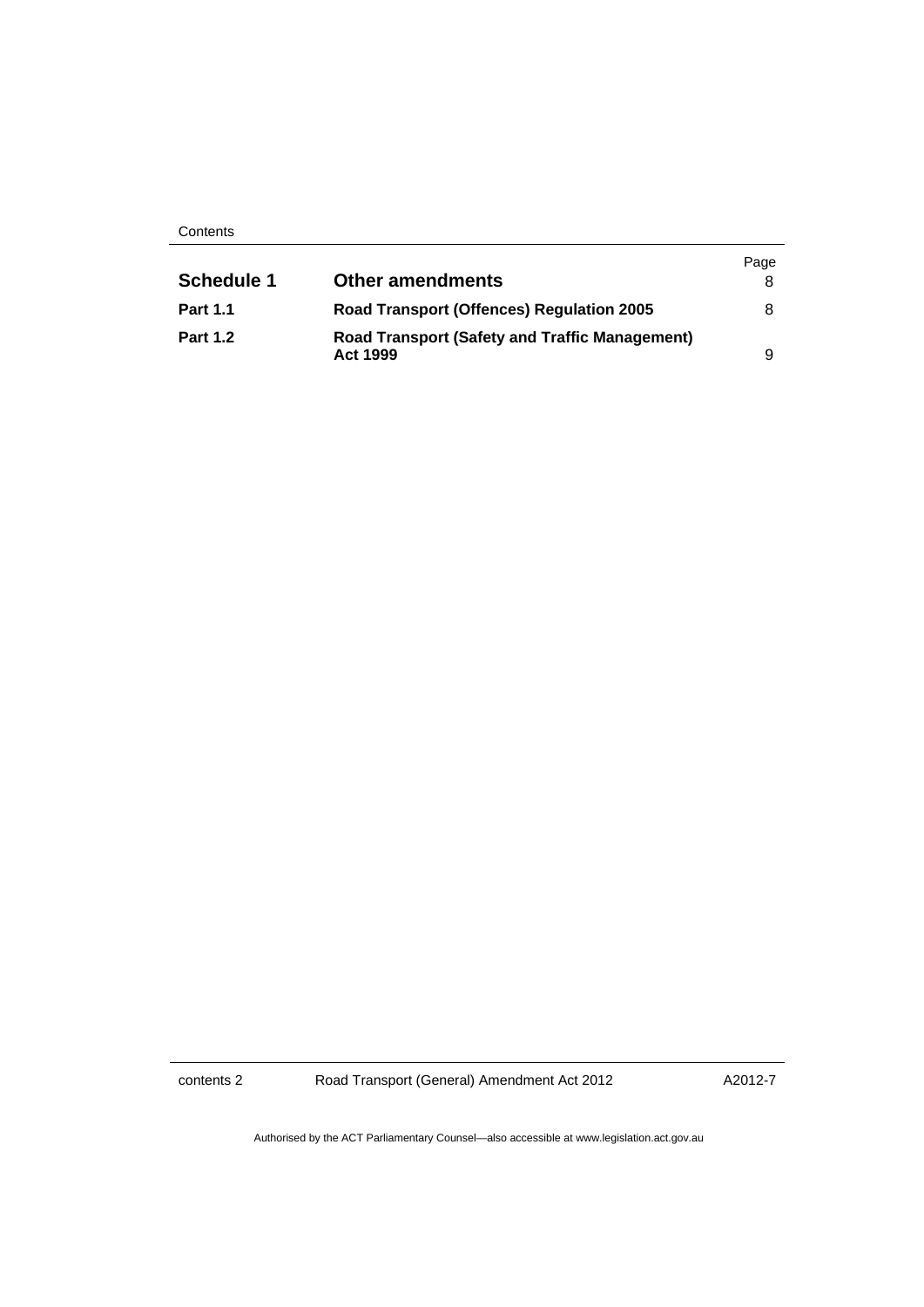| | | Page |
|---|---|---|
| **Schedule 1** | **Other amendments** | 8 |
| **Part 1.1** | **Road Transport (Offences) Regulation 2005** | 8 |
| **Part 1.2** | **Road Transport (Safety and Traffic Management) Act 1999** | 9 |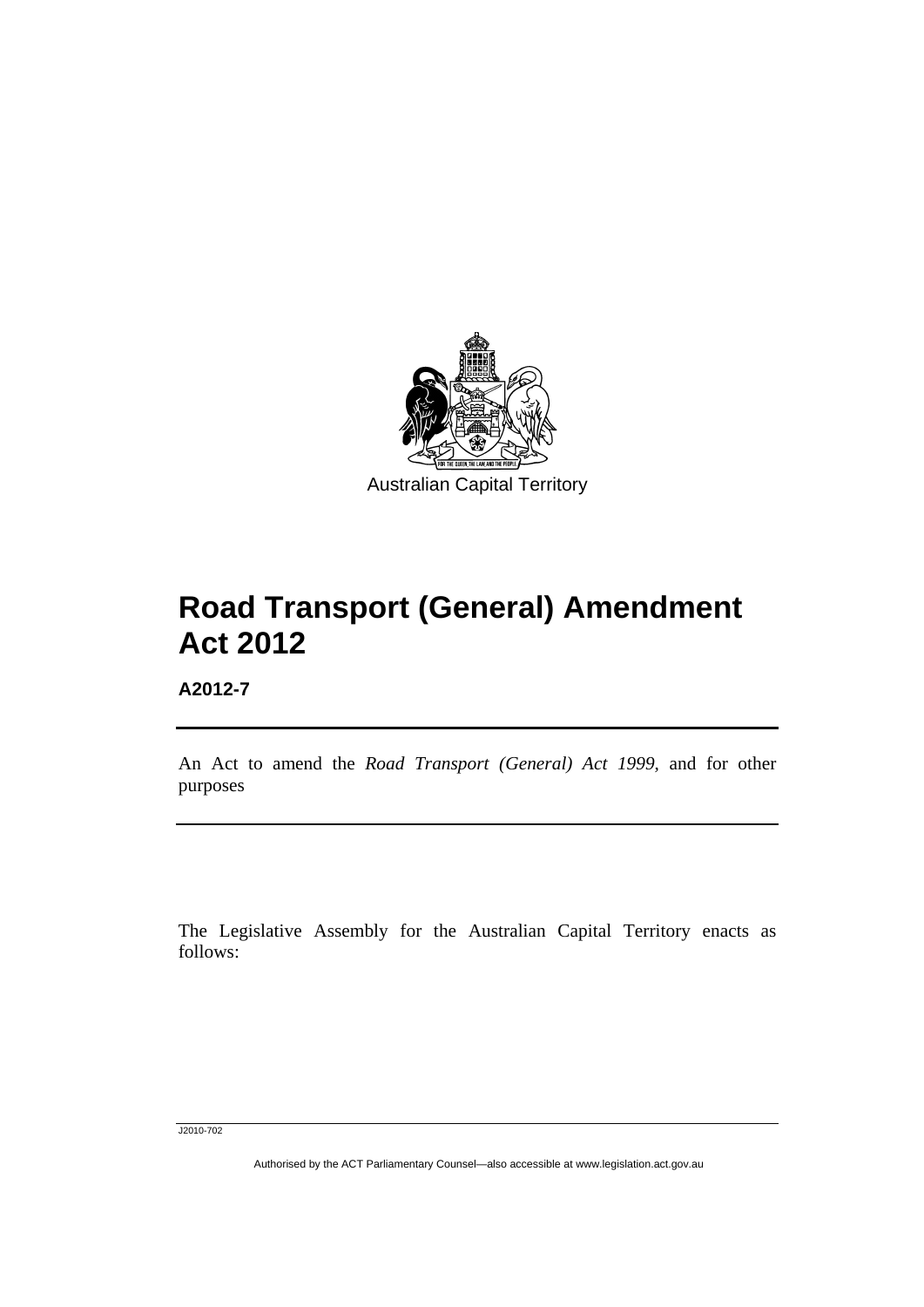Australian Capital Territory

# Road Transport (General) Amendment Act 2012

**A2012-7**

An Act to amend the *Road Transport (General) Act 1999*, and for other purposes

The Legislative Assembly for the Australian Capital Territory enacts as follows:

J2010-702

Authorised by the ACT Parliamentary Counsel—also accessible at www.legislation.act.gov.au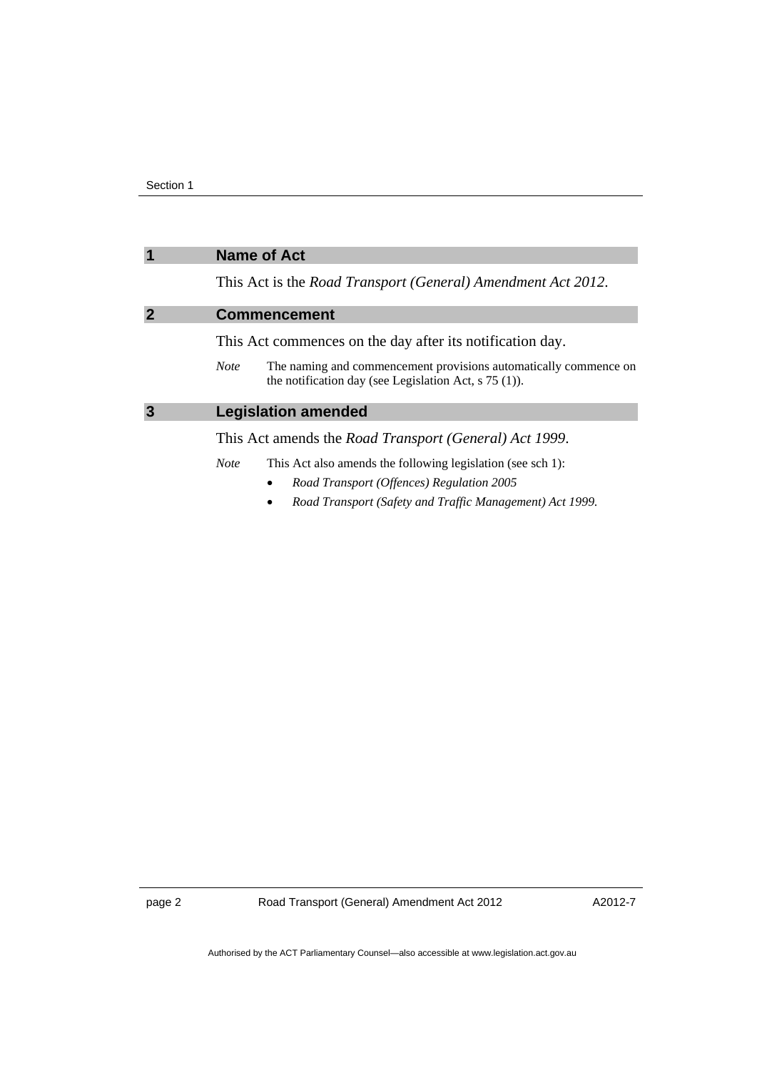## 1 Name of Act

This Act is the *Road Transport (General) Amendment Act 2012*.

## 2 Commencement

This Act commences on the day after its notification day.

*Note* The naming and commencement provisions automatically commence on the notification day (see Legislation Act, s 75 (1)).

## 3 Legislation amended

This Act amends the *Road Transport (General) Act 1999*.

*Note* This Act also amends the following legislation (see sch 1):

- *Road Transport (Offences) Regulation 2005*
- *Road Transport (Safety and Traffic Management) Act 1999.*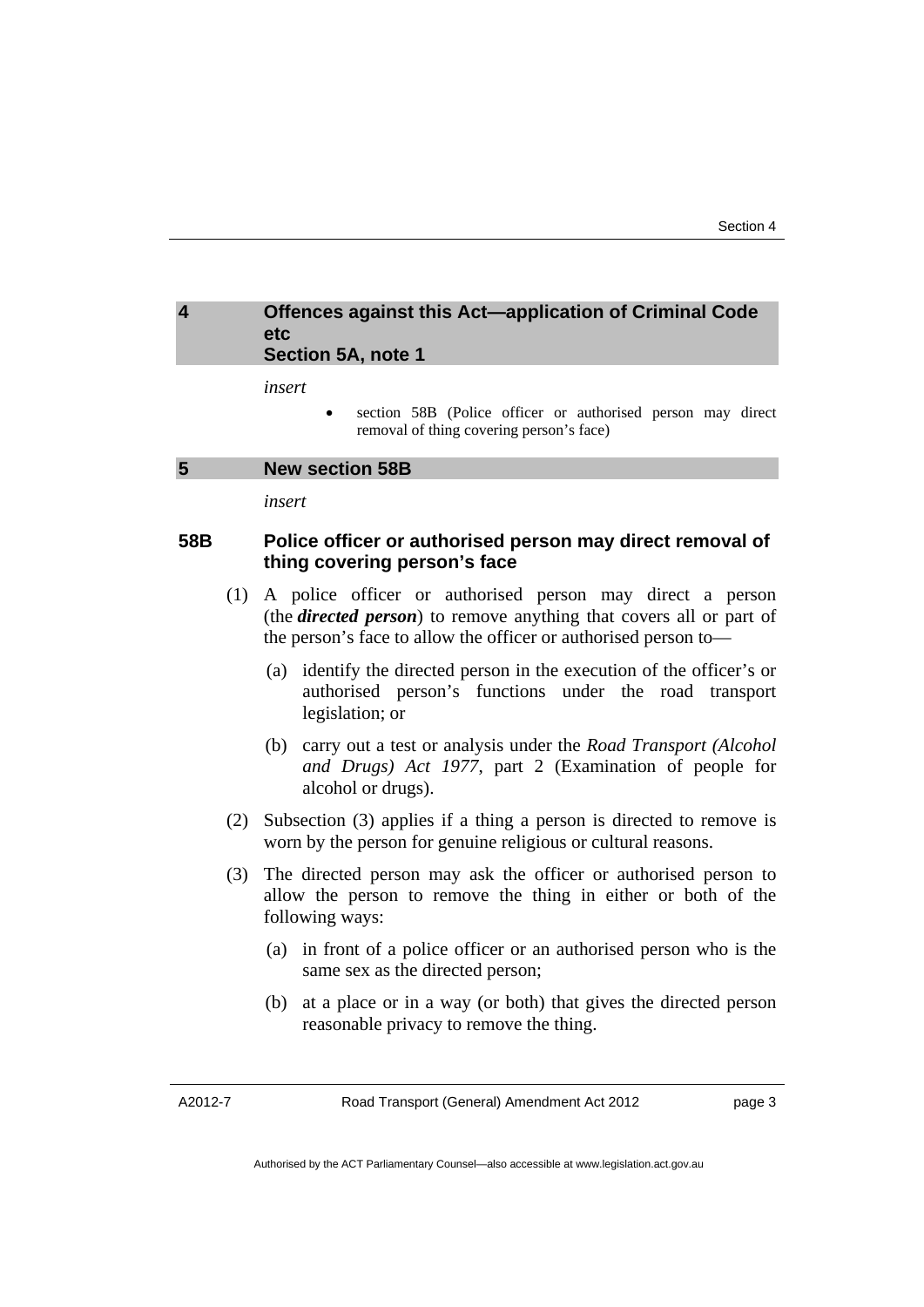## 4 Offences against this Act—application of Criminal Code etc Section 5A, note 1

*insert*

- section 58B (Police officer or authorised person may direct removal of thing covering person's face)

## 5 New section 58B

*insert*

### 58B Police officer or authorised person may direct removal of thing covering person's face

(1) A police officer or authorised person may direct a person (the ***directed person***) to remove anything that covers all or part of the person's face to allow the officer or authorised person to—

(a) identify the directed person in the execution of the officer's or authorised person's functions under the road transport legislation; or

(b) carry out a test or analysis under the *Road Transport (Alcohol and Drugs) Act 1977*, part 2 (Examination of people for alcohol or drugs).

(2) Subsection (3) applies if a thing a person is directed to remove is worn by the person for genuine religious or cultural reasons.

(3) The directed person may ask the officer or authorised person to allow the person to remove the thing in either or both of the following ways:

(a) in front of a police officer or an authorised person who is the same sex as the directed person;

(b) at a place or in a way (or both) that gives the directed person reasonable privacy to remove the thing.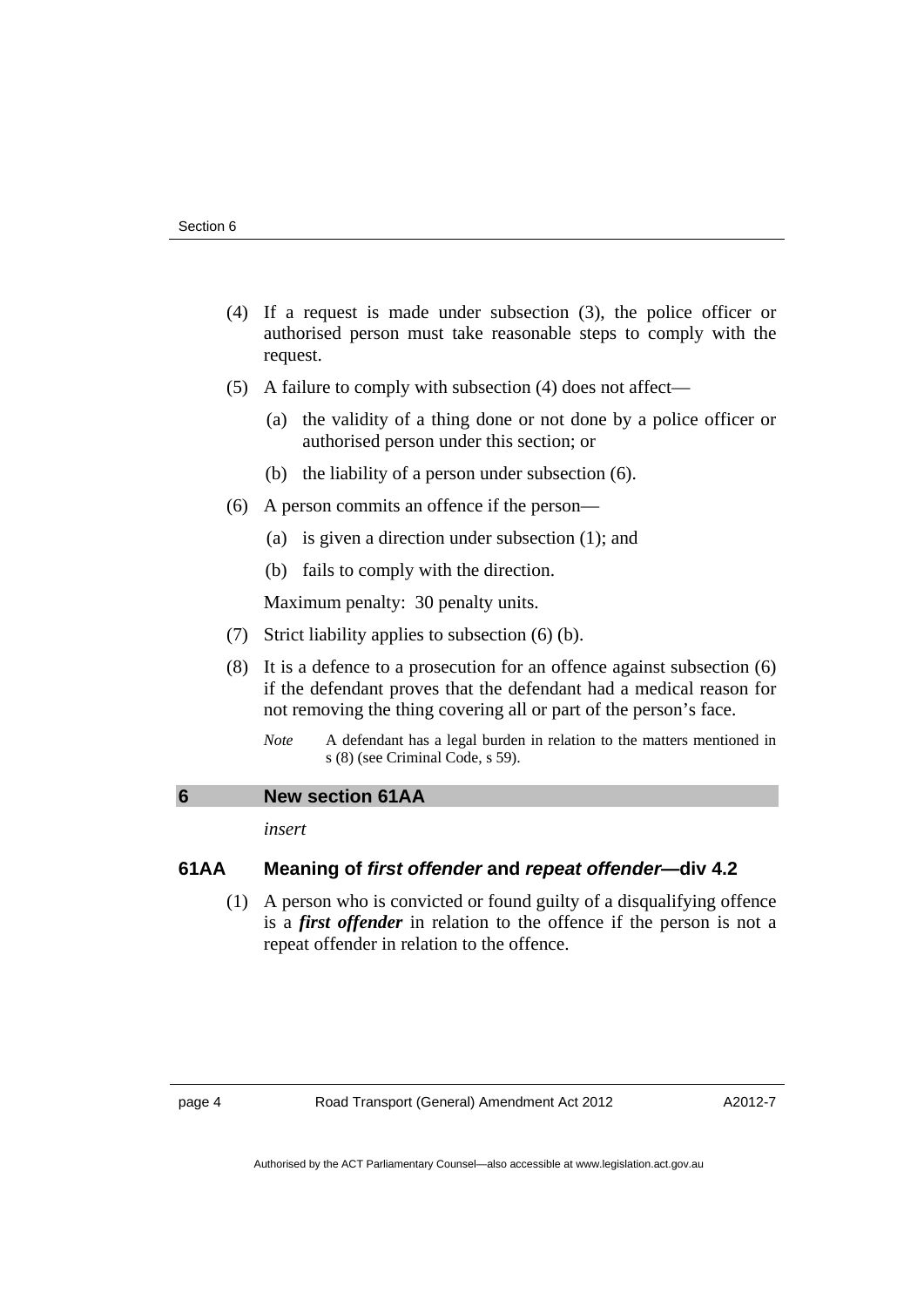(4) If a request is made under subsection (3), the police officer or authorised person must take reasonable steps to comply with the request.

(5) A failure to comply with subsection (4) does not affect—

(a) the validity of a thing done or not done by a police officer or authorised person under this section; or

(b) the liability of a person under subsection (6).

(6) A person commits an offence if the person—

(a) is given a direction under subsection (1); and

(b) fails to comply with the direction.

Maximum penalty: 30 penalty units.

(7) Strict liability applies to subsection (6) (b).

(8) It is a defence to a prosecution for an offence against subsection (6) if the defendant proves that the defendant had a medical reason for not removing the thing covering all or part of the person's face.

*Note* A defendant has a legal burden in relation to the matters mentioned in s (8) (see Criminal Code, s 59).

## 6 New section 61AA

*insert*

### 61AA Meaning of ***first offender*** and ***repeat offender***—div 4.2

(1) A person who is convicted or found guilty of a disqualifying offence is a ***first offender*** in relation to the offence if the person is not a repeat offender in relation to the offence.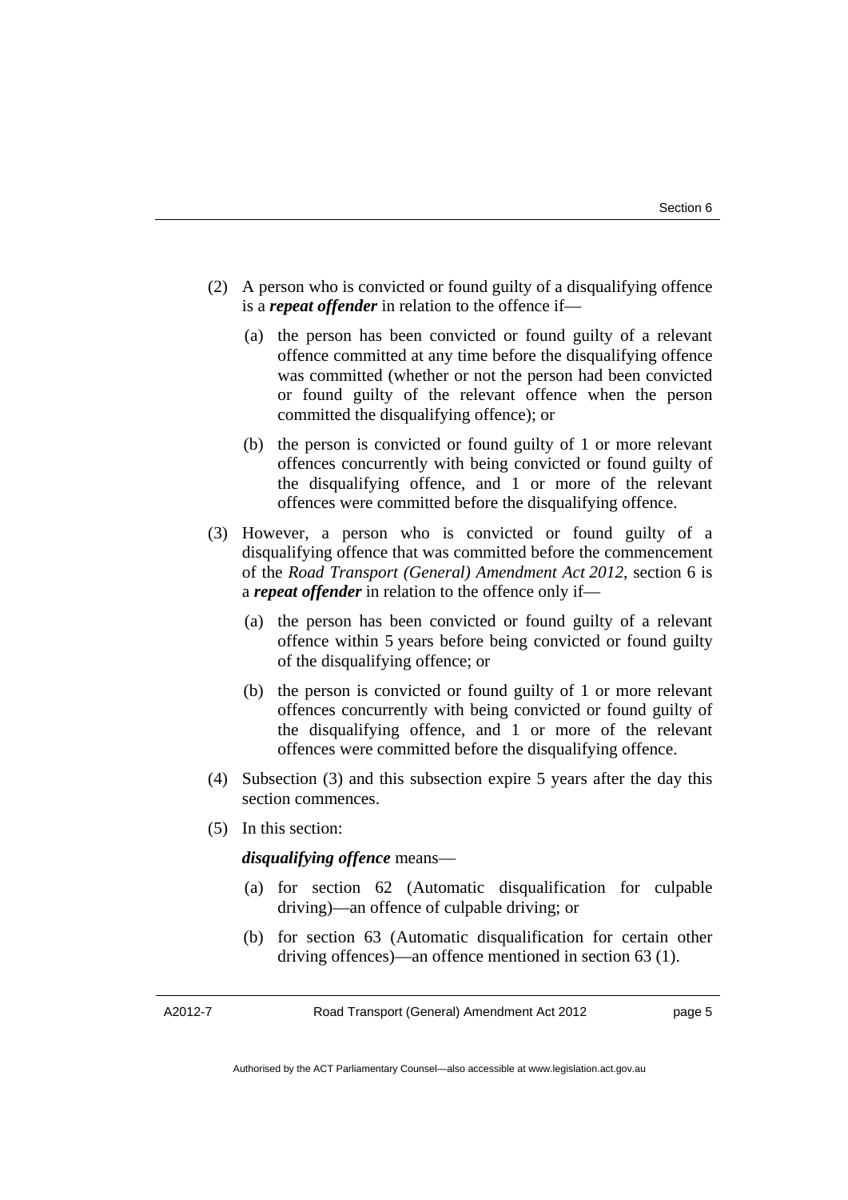(2) A person who is convicted or found guilty of a disqualifying offence is a ***repeat offender*** in relation to the offence if—

(a) the person has been convicted or found guilty of a relevant offence committed at any time before the disqualifying offence was committed (whether or not the person had been convicted or found guilty of the relevant offence when the person committed the disqualifying offence); or

(b) the person is convicted or found guilty of 1 or more relevant offences concurrently with being convicted or found guilty of the disqualifying offence, and 1 or more of the relevant offences were committed before the disqualifying offence.

(3) However, a person who is convicted or found guilty of a disqualifying offence that was committed before the commencement of the *Road Transport (General) Amendment Act 2012*, section 6 is a ***repeat offender*** in relation to the offence only if—

(a) the person has been convicted or found guilty of a relevant offence within 5 years before being convicted or found guilty of the disqualifying offence; or

(b) the person is convicted or found guilty of 1 or more relevant offences concurrently with being convicted or found guilty of the disqualifying offence, and 1 or more of the relevant offences were committed before the disqualifying offence.

(4) Subsection (3) and this subsection expire 5 years after the day this section commences.

(5) In this section:

***disqualifying offence*** means—

(a) for section 62 (Automatic disqualification for culpable driving)—an offence of culpable driving; or

(b) for section 63 (Automatic disqualification for certain other driving offences)—an offence mentioned in section 63 (1).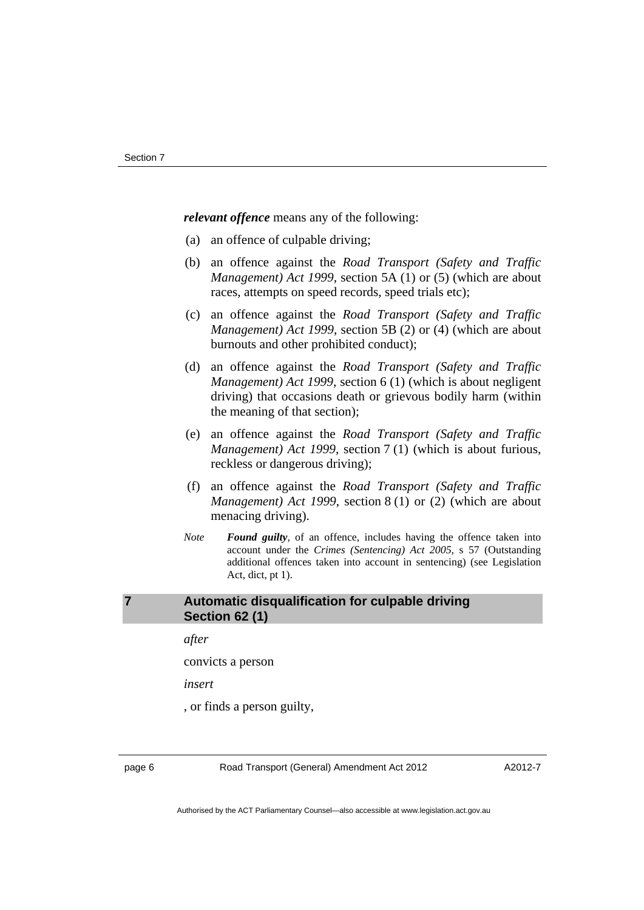***relevant offence*** means any of the following:

(a) an offence of culpable driving;

(b) an offence against the *Road Transport (Safety and Traffic Management) Act 1999*, section 5A (1) or (5) (which are about races, attempts on speed records, speed trials etc);

(c) an offence against the *Road Transport (Safety and Traffic Management) Act 1999*, section 5B (2) or (4) (which are about burnouts and other prohibited conduct);

(d) an offence against the *Road Transport (Safety and Traffic Management) Act 1999*, section 6 (1) (which is about negligent driving) that occasions death or grievous bodily harm (within the meaning of that section);

(e) an offence against the *Road Transport (Safety and Traffic Management) Act 1999*, section 7 (1) (which is about furious, reckless or dangerous driving);

(f) an offence against the *Road Transport (Safety and Traffic Management) Act 1999*, section 8 (1) or (2) (which are about menacing driving).

*Note* ***Found guilty***, of an offence, includes having the offence taken into account under the *Crimes (Sentencing) Act 2005*, s 57 (Outstanding additional offences taken into account in sentencing) (see Legislation Act, dict, pt 1).

## 7 Automatic disqualification for culpable driving Section 62 (1)

*after*

convicts a person

*insert*

, or finds a person guilty,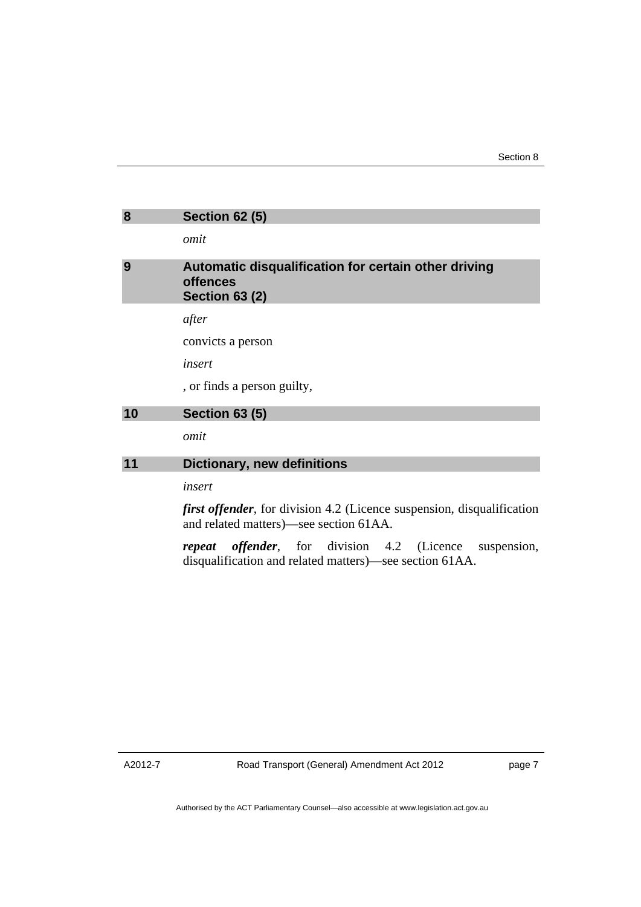## 8 Section 62 (5)

*omit*

## 9 Automatic disqualification for certain other driving offences Section 63 (2)

*after*

convicts a person

*insert*

, or finds a person guilty,

## 10 Section 63 (5)

*omit*

## 11 Dictionary, new definitions

*insert*

***first offender***, for division 4.2 (Licence suspension, disqualification and related matters)—see section 61AA.

***repeat offender***, for division 4.2 (Licence suspension, disqualification and related matters)—see section 61AA.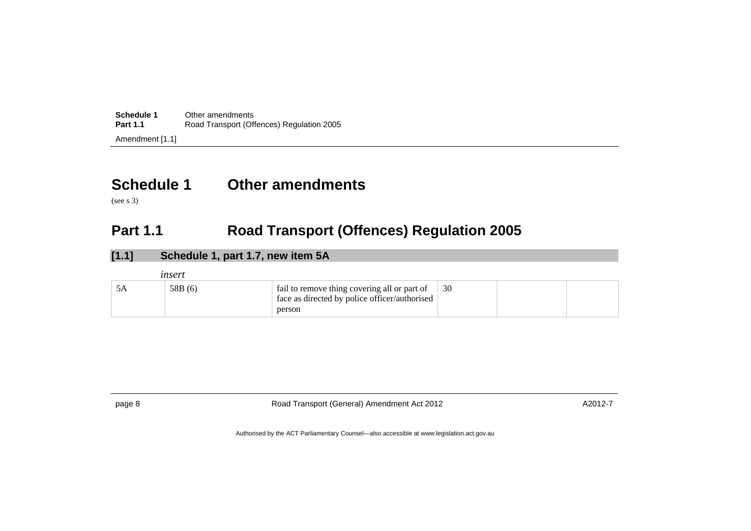# Schedule 1 Other amendments

(see s 3)

## Part 1.1 Road Transport (Offences) Regulation 2005

### [1.1] Schedule 1, part 1.7, new item 5A

*insert*

| 5A | 58B (6) | fail to remove thing covering all or part of face as directed by police officer/authorised person | 30 | | |
|---|---|---|---|---|---|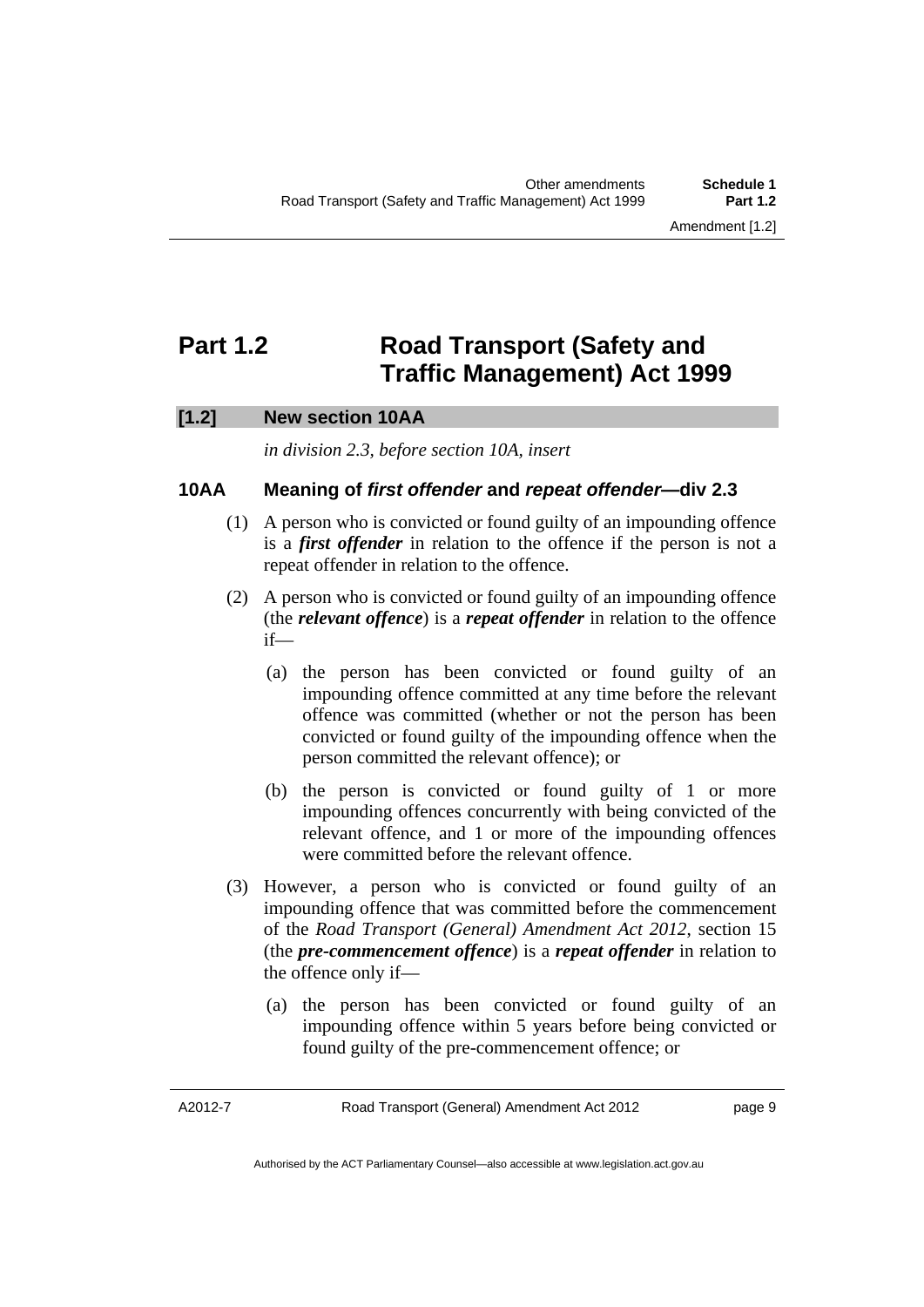# Part 1.2 Road Transport (Safety and Traffic Management) Act 1999

## [1.2] New section 10AA

*in division 2.3, before section 10A, insert*

### 10AA Meaning of *first offender* and *repeat offender*—div 2.3

(1) A person who is convicted or found guilty of an impounding offence is a ***first offender*** in relation to the offence if the person is not a repeat offender in relation to the offence.

(2) A person who is convicted or found guilty of an impounding offence (the ***relevant offence***) is a ***repeat offender*** in relation to the offence if—

(a) the person has been convicted or found guilty of an impounding offence committed at any time before the relevant offence was committed (whether or not the person has been convicted or found guilty of the impounding offence when the person committed the relevant offence); or

(b) the person is convicted or found guilty of 1 or more impounding offences concurrently with being convicted of the relevant offence, and 1 or more of the impounding offences were committed before the relevant offence.

(3) However, a person who is convicted or found guilty of an impounding offence that was committed before the commencement of the *Road Transport (General) Amendment Act 2012*, section 15 (the ***pre-commencement offence***) is a ***repeat offender*** in relation to the offence only if—

(a) the person has been convicted or found guilty of an impounding offence within 5 years before being convicted or found guilty of the pre-commencement offence; or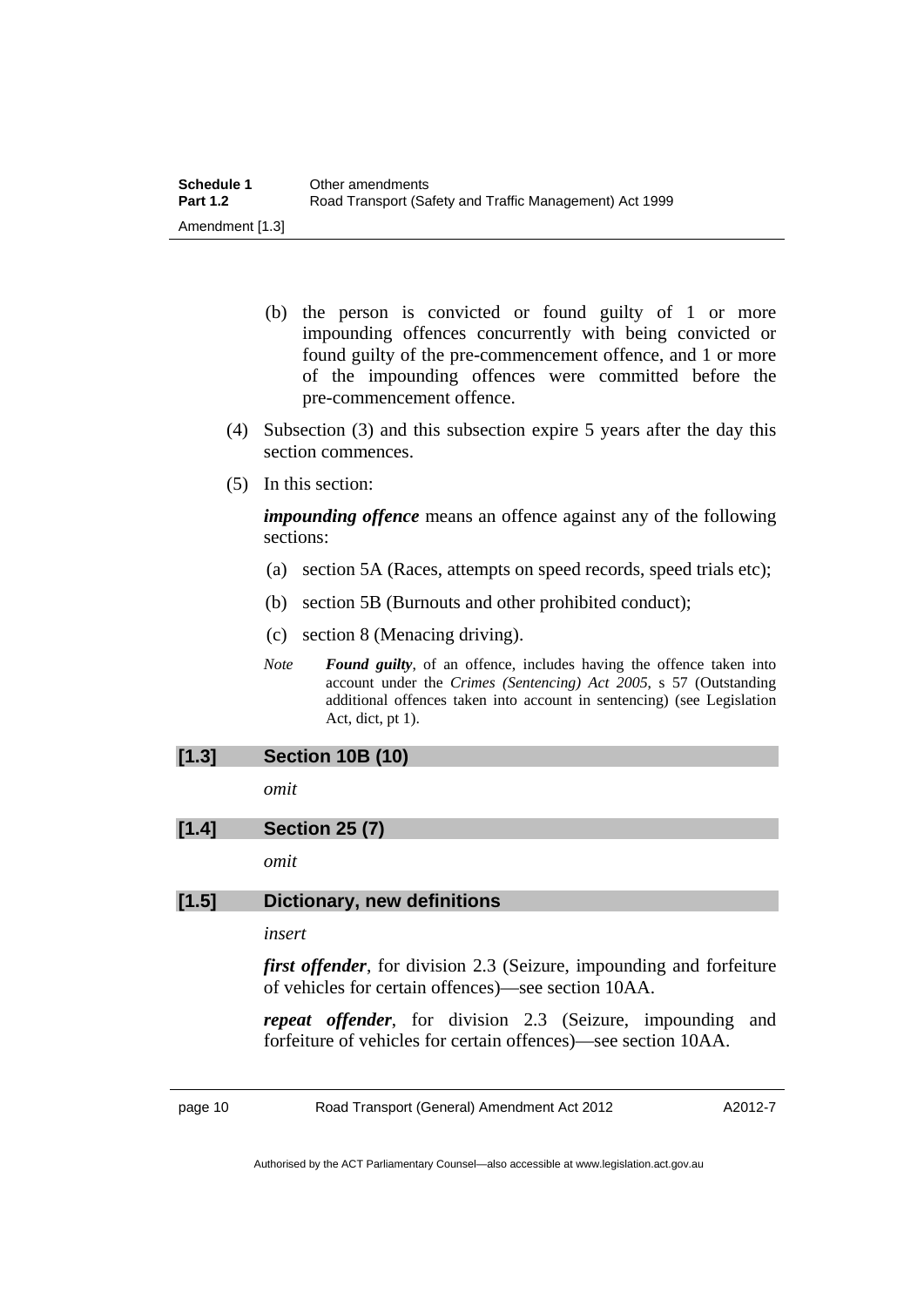(b) the person is convicted or found guilty of 1 or more impounding offences concurrently with being convicted or found guilty of the pre-commencement offence, and 1 or more of the impounding offences were committed before the pre-commencement offence.

(4) Subsection (3) and this subsection expire 5 years after the day this section commences.

(5) In this section:

***impounding offence*** means an offence against any of the following sections:

(a) section 5A (Races, attempts on speed records, speed trials etc);

(b) section 5B (Burnouts and other prohibited conduct);

(c) section 8 (Menacing driving).

*Note* ***Found guilty***, of an offence, includes having the offence taken into account under the *Crimes (Sentencing) Act 2005*, s 57 (Outstanding additional offences taken into account in sentencing) (see Legislation Act, dict, pt 1).

## [1.3] Section 10B (10)

*omit*

## [1.4] Section 25 (7)

*omit*

## [1.5] Dictionary, new definitions

*insert*

***first offender***, for division 2.3 (Seizure, impounding and forfeiture of vehicles for certain offences)—see section 10AA.

***repeat offender***, for division 2.3 (Seizure, impounding and forfeiture of vehicles for certain offences)—see section 10AA.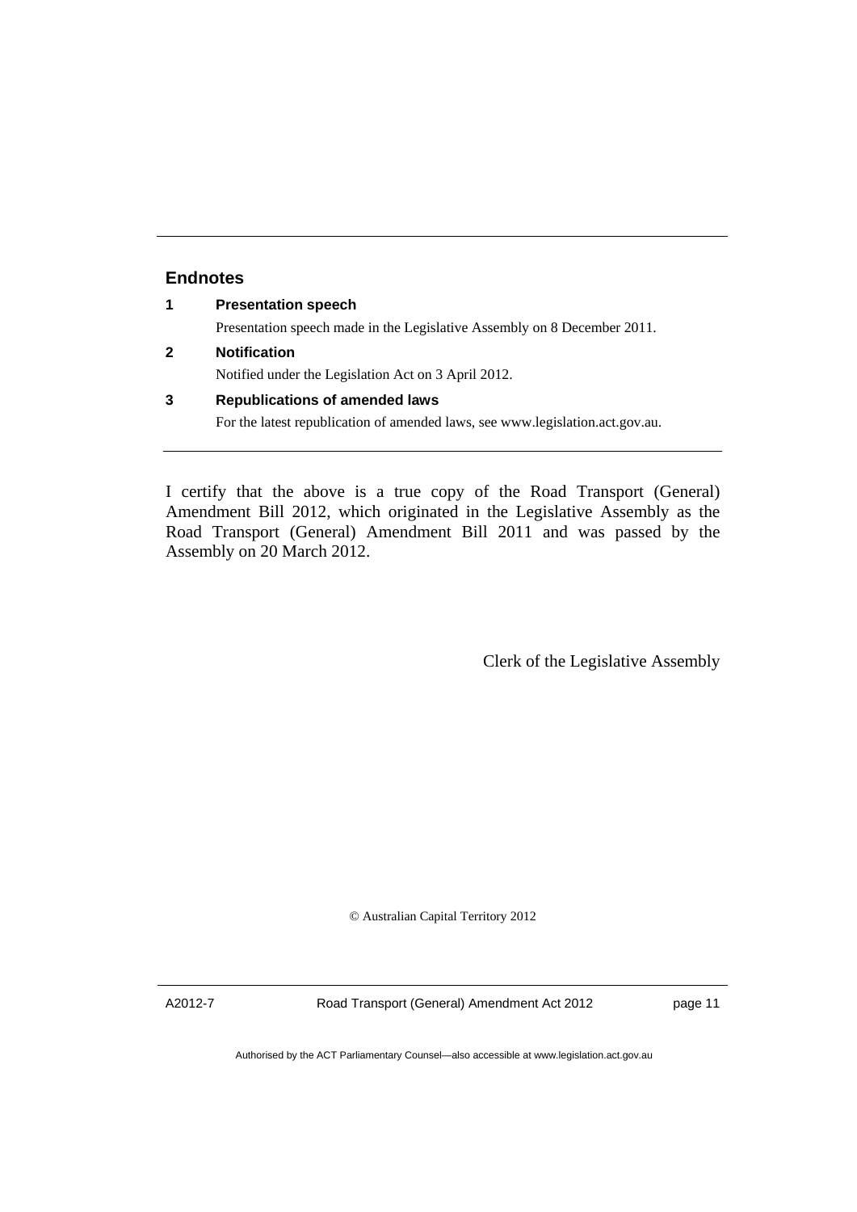## Endnotes

**1 Presentation speech**

Presentation speech made in the Legislative Assembly on 8 December 2011.

**2 Notification**

Notified under the Legislation Act on 3 April 2012.

**3 Republications of amended laws**

For the latest republication of amended laws, see www.legislation.act.gov.au.

I certify that the above is a true copy of the Road Transport (General) Amendment Bill 2012, which originated in the Legislative Assembly as the Road Transport (General) Amendment Bill 2011 and was passed by the Assembly on 20 March 2012.

Clerk of the Legislative Assembly

© Australian Capital Territory 2012